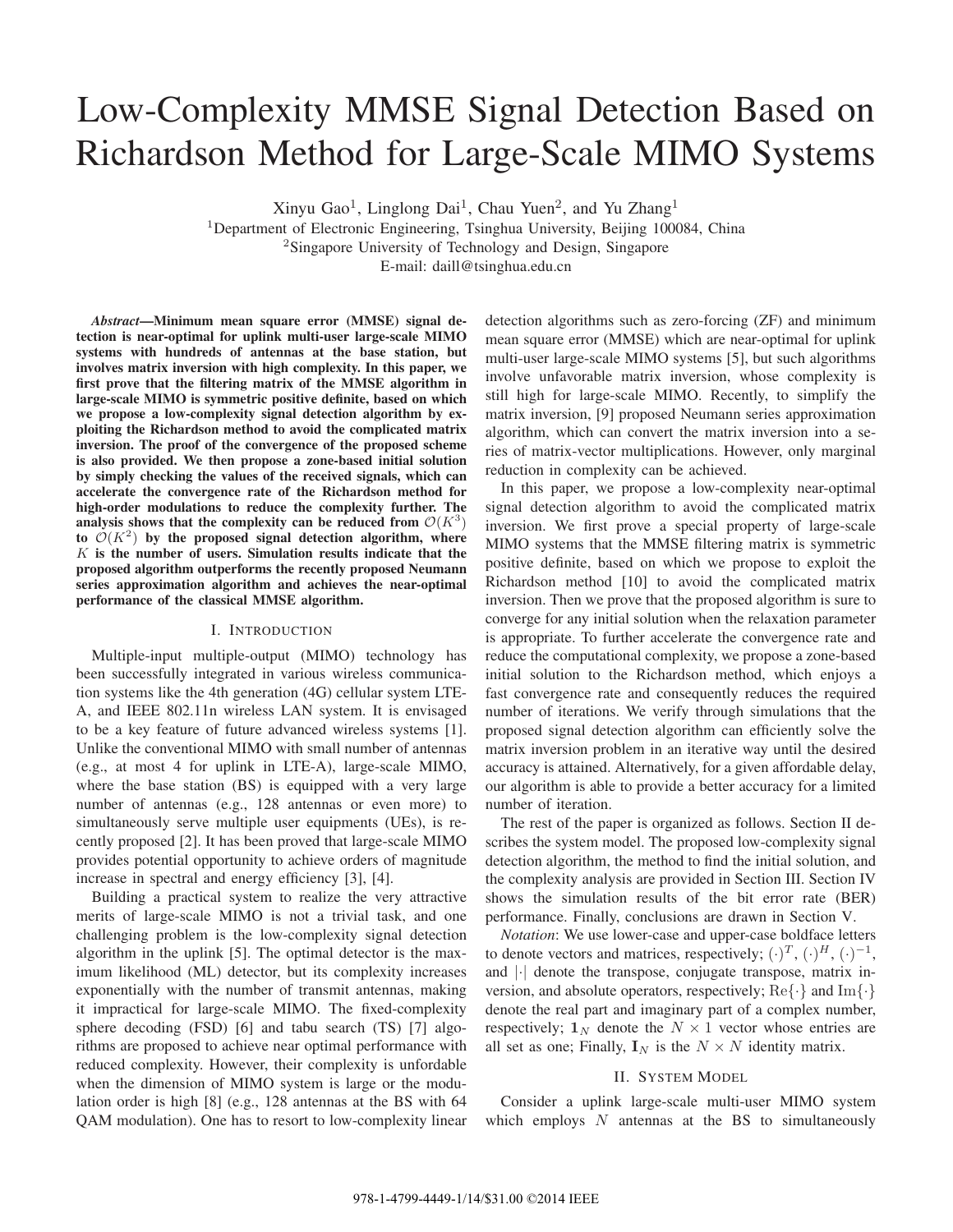# Low-Complexity MMSE Signal Detection Based on Richardson Method for Large-Scale MIMO Systems

Xinyu Gao[1], Linglong Dai[1], Chau Yuen[2], and Yu Zhang[1]

[1]Department of Electronic Engineering, Tsinghua University, Beijing 100084, China

[2]Singapore University of Technology and Design, Singapore

E-mail: daill@tsinghua.edu.cn

***Abstract*—Minimum mean square error (MMSE) signal detection is near-optimal for uplink multi-user large-scale MIMO systems with hundreds of antennas at the base station, but involves matrix inversion with high complexity. In this paper, we first prove that the filtering matrix of the MMSE algorithm in large-scale MIMO is symmetric positive definite, based on which we propose a low-complexity signal detection algorithm by exploiting the Richardson method to avoid the complicated matrix inversion. The proof of the convergence of the proposed scheme is also provided. We then propose a zone-based initial solution by simply checking the values of the received signals, which can accelerate the convergence rate of the Richardson method for high-order modulations to reduce the complexity further. The analysis shows that the complexity can be reduced from $\mathcal{O}(K^3)$ to $\mathcal{O}(K^2)$ by the proposed signal detection algorithm, where $K$ is the number of users. Simulation results indicate that the proposed algorithm outperforms the recently proposed Neumann series approximation algorithm and achieves the near-optimal performance of the classical MMSE algorithm.**

## I. Introduction

Multiple-input multiple-output (MIMO) technology has been successfully integrated in various wireless communication systems like the 4th generation (4G) cellular system LTE-A, and IEEE 802.11n wireless LAN system. It is envisaged to be a key feature of future advanced wireless systems [1]. Unlike the conventional MIMO with small number of antennas (e.g., at most 4 for uplink in LTE-A), large-scale MIMO, where the base station (BS) is equipped with a very large number of antennas (e.g., 128 antennas or even more) to simultaneously serve multiple user equipments (UEs), is recently proposed [2]. It has been proved that large-scale MIMO provides potential opportunity to achieve orders of magnitude increase in spectral and energy efficiency [3], [4].

Building a practical system to realize the very attractive merits of large-scale MIMO is not a trivial task, and one challenging problem is the low-complexity signal detection algorithm in the uplink [5]. The optimal detector is the maximum likelihood (ML) detector, but its complexity increases exponentially with the number of transmit antennas, making it impractical for large-scale MIMO. The fixed-complexity sphere decoding (FSD) [6] and tabu search (TS) [7] algorithms are proposed to achieve near optimal performance with reduced complexity. However, their complexity is unfordable when the dimension of MIMO system is large or the modulation order is high [8] (e.g., 128 antennas at the BS with 64 QAM modulation). One has to resort to low-complexity linear detection algorithms such as zero-forcing (ZF) and minimum mean square error (MMSE) which are near-optimal for uplink multi-user large-scale MIMO systems [5], but such algorithms involve unfavorable matrix inversion, whose complexity is still high for large-scale MIMO. Recently, to simplify the matrix inversion, [9] proposed Neumann series approximation algorithm, which can convert the matrix inversion into a series of matrix-vector multiplications. However, only marginal reduction in complexity can be achieved.

In this paper, we propose a low-complexity near-optimal signal detection algorithm to avoid the complicated matrix inversion. We first prove a special property of large-scale MIMO systems that the MMSE filtering matrix is symmetric positive definite, based on which we propose to exploit the Richardson method [10] to avoid the complicated matrix inversion. Then we prove that the proposed algorithm is sure to converge for any initial solution when the relaxation parameter is appropriate. To further accelerate the convergence rate and reduce the computational complexity, we propose a zone-based initial solution to the Richardson method, which enjoys a fast convergence rate and consequently reduces the required number of iterations. We verify through simulations that the proposed signal detection algorithm can efficiently solve the matrix inversion problem in an iterative way until the desired accuracy is attained. Alternatively, for a given affordable delay, our algorithm is able to provide a better accuracy for a limited number of iteration.

The rest of the paper is organized as follows. Section II describes the system model. The proposed low-complexity signal detection algorithm, the method to find the initial solution, and the complexity analysis are provided in Section III. Section IV shows the simulation results of the bit error rate (BER) performance. Finally, conclusions are drawn in Section V.

*Notation*: We use lower-case and upper-case boldface letters to denote vectors and matrices, respectively; $(\cdot)^T$, $(\cdot)^H$, $(\cdot)^{-1}$, and $|\cdot|$ denote the transpose, conjugate transpose, matrix inversion, and absolute operators, respectively; $\mathrm{Re}\{\cdot\}$ and $\mathrm{Im}\{\cdot\}$ denote the real part and imaginary part of a complex number, respectively; $\mathbf{1}_N$ denote the $N \times 1$ vector whose entries are all set as one; Finally, $\mathbf{I}_N$ is the $N \times N$ identity matrix.

## II. System Model

Consider a uplink large-scale multi-user MIMO system which employs $N$ antennas at the BS to simultaneously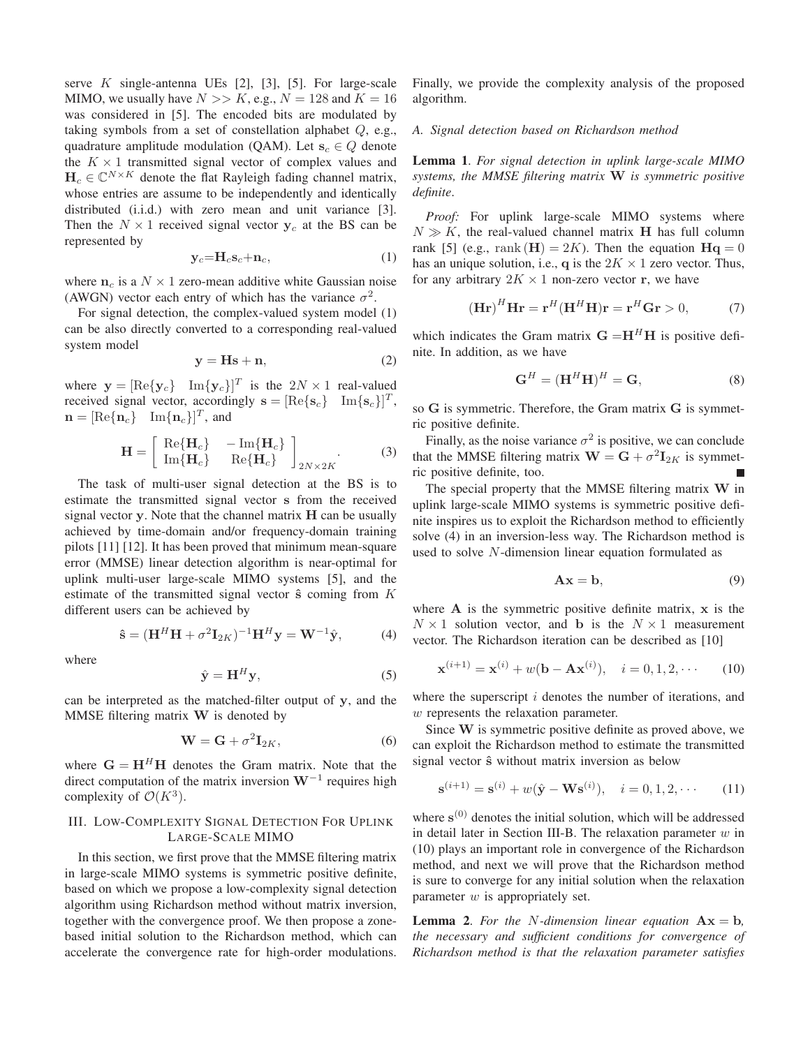serve $K$ single-antenna UEs [2], [3], [5]. For large-scale MIMO, we usually have $N >> K$, e.g., $N = 128$ and $K = 16$ was considered in [5]. The encoded bits are modulated by taking symbols from a set of constellation alphabet $Q$, e.g., quadrature amplitude modulation (QAM). Let $\mathbf{s}_c \in Q$ denote the $K \times 1$ transmitted signal vector of complex values and $\mathbf{H}_c \in \mathbb{C}^{N\times K}$ denote the flat Rayleigh fading channel matrix, whose entries are assume to be independently and identically distributed (i.i.d.) with zero mean and unit variance [3]. Then the $N \times 1$ received signal vector $\mathbf{y}_c$ at the BS can be represented by

$$\mathbf{y}_c = \mathbf{H}_c \mathbf{s}_c + \mathbf{n}_c, \tag{1}$$

where $\mathbf{n}_c$ is a $N \times 1$ zero-mean additive white Gaussian noise (AWGN) vector each entry of which has the variance $\sigma^2$.

For signal detection, the complex-valued system model (1) can be also directly converted to a corresponding real-valued system model

$$\mathbf{y} = \mathbf{H}\mathbf{s} + \mathbf{n}, \tag{2}$$

where $\mathbf{y} = [\mathrm{Re}\{\mathbf{y}_c\} \quad \mathrm{Im}\{\mathbf{y}_c\}]^T$ is the $2N \times 1$ real-valued received signal vector, accordingly $\mathbf{s} = [\mathrm{Re}\{\mathbf{s}_c\} \quad \mathrm{Im}\{\mathbf{s}_c\}]^T$, $\mathbf{n} = [\mathrm{Re}\{\mathbf{n}_c\} \quad \mathrm{Im}\{\mathbf{n}_c\}]^T$, and

$$\mathbf{H} = \left[ \begin{array}{cc} \mathrm{Re}\{\mathbf{H}_c\} & -\mathrm{Im}\{\mathbf{H}_c\} \\ \mathrm{Im}\{\mathbf{H}_c\} & \mathrm{Re}\{\mathbf{H}_c\} \end{array} \right]_{2N\times 2K}. \tag{3}$$

The task of multi-user signal detection at the BS is to estimate the transmitted signal vector $\mathbf{s}$ from the received signal vector $\mathbf{y}$. Note that the channel matrix $\mathbf{H}$ can be usually achieved by time-domain and/or frequency-domain training pilots [11] [12]. It has been proved that minimum mean-square error (MMSE) linear detection algorithm is near-optimal for uplink multi-user large-scale MIMO systems [5], and the estimate of the transmitted signal vector $\hat{\mathbf{s}}$ coming from $K$ different users can be achieved by

$$\hat{\mathbf{s}} = (\mathbf{H}^H\mathbf{H} + \sigma^2\mathbf{I}_{2K})^{-1}\mathbf{H}^H\mathbf{y} = \mathbf{W}^{-1}\hat{\mathbf{y}}, \tag{4}$$

where

$$\hat{\mathbf{y}} = \mathbf{H}^H\mathbf{y}, \tag{5}$$

can be interpreted as the matched-filter output of $\mathbf{y}$, and the MMSE filtering matrix $\mathbf{W}$ is denoted by

$$\mathbf{W} = \mathbf{G} + \sigma^2\mathbf{I}_{2K}, \tag{6}$$

where $\mathbf{G} = \mathbf{H}^H\mathbf{H}$ denotes the Gram matrix. Note that the direct computation of the matrix inversion $\mathbf{W}^{-1}$ requires high complexity of $\mathcal{O}(K^3)$.

## III. Low-Complexity Signal Detection For Uplink Large-Scale MIMO

In this section, we first prove that the MMSE filtering matrix in large-scale MIMO systems is symmetric positive definite, based on which we propose a low-complexity signal detection algorithm using Richardson method without matrix inversion, together with the convergence proof. We then propose a zone-based initial solution to the Richardson method, which can accelerate the convergence rate for high-order modulations. Finally, we provide the complexity analysis of the proposed algorithm.

### A. Signal detection based on Richardson method

**Lemma 1**. *For signal detection in uplink large-scale MIMO systems, the MMSE filtering matrix* $\mathbf{W}$ *is symmetric positive definite*.

*Proof:* For uplink large-scale MIMO systems where $N \gg K$, the real-valued channel matrix $\mathbf{H}$ has full column rank [5] (e.g., $\mathrm{rank}(\mathbf{H}) = 2K$). Then the equation $\mathbf{H}\mathbf{q} = 0$ has an unique solution, i.e., $\mathbf{q}$ is the $2K \times 1$ zero vector. Thus, for any arbitrary $2K \times 1$ non-zero vector $\mathbf{r}$, we have

$$(\mathbf{H}\mathbf{r})^H\mathbf{H}\mathbf{r} = \mathbf{r}^H(\mathbf{H}^H\mathbf{H})\mathbf{r} = \mathbf{r}^H\mathbf{G}\mathbf{r} > 0, \tag{7}$$

which indicates the Gram matrix $\mathbf{G} = \mathbf{H}^H\mathbf{H}$ is positive definite. In addition, as we have

$$\mathbf{G}^H = (\mathbf{H}^H\mathbf{H})^H = \mathbf{G}, \tag{8}$$

so $\mathbf{G}$ is symmetric. Therefore, the Gram matrix $\mathbf{G}$ is symmetric positive definite.

Finally, as the noise variance $\sigma^2$ is positive, we can conclude that the MMSE filtering matrix $\mathbf{W} = \mathbf{G} + \sigma^2\mathbf{I}_{2K}$ is symmetric positive definite, too. ■

The special property that the MMSE filtering matrix $\mathbf{W}$ in uplink large-scale MIMO systems is symmetric positive definite inspires us to exploit the Richardson method to efficiently solve (4) in an inversion-less way. The Richardson method is used to solve $N$-dimension linear equation formulated as

$$\mathbf{A}\mathbf{x} = \mathbf{b}, \tag{9}$$

where $\mathbf{A}$ is the symmetric positive definite matrix, $\mathbf{x}$ is the $N \times 1$ solution vector, and $\mathbf{b}$ is the $N \times 1$ measurement vector. The Richardson iteration can be described as [10]

$$\mathbf{x}^{(i+1)} = \mathbf{x}^{(i)} + w(\mathbf{b} - \mathbf{A}\mathbf{x}^{(i)}), \quad i = 0, 1, 2, \cdots \tag{10}$$

where the superscript $i$ denotes the number of iterations, and $w$ represents the relaxation parameter.

Since $\mathbf{W}$ is symmetric positive definite as proved above, we can exploit the Richardson method to estimate the transmitted signal vector $\hat{\mathbf{s}}$ without matrix inversion as below

$$\mathbf{s}^{(i+1)} = \mathbf{s}^{(i)} + w(\hat{\mathbf{y}} - \mathbf{W}\mathbf{s}^{(i)}), \quad i = 0, 1, 2, \cdots \tag{11}$$

where $\mathbf{s}^{(0)}$ denotes the initial solution, which will be addressed in detail later in Section III-B. The relaxation parameter $w$ in (10) plays an important role in convergence of the Richardson method, and next we will prove that the Richardson method is sure to converge for any initial solution when the relaxation parameter $w$ is appropriately set.

**Lemma 2**. *For the* $N$*-dimension linear equation* $\mathbf{A}\mathbf{x} = \mathbf{b}$*, the necessary and sufficient conditions for convergence of Richardson method is that the relaxation parameter satisfies*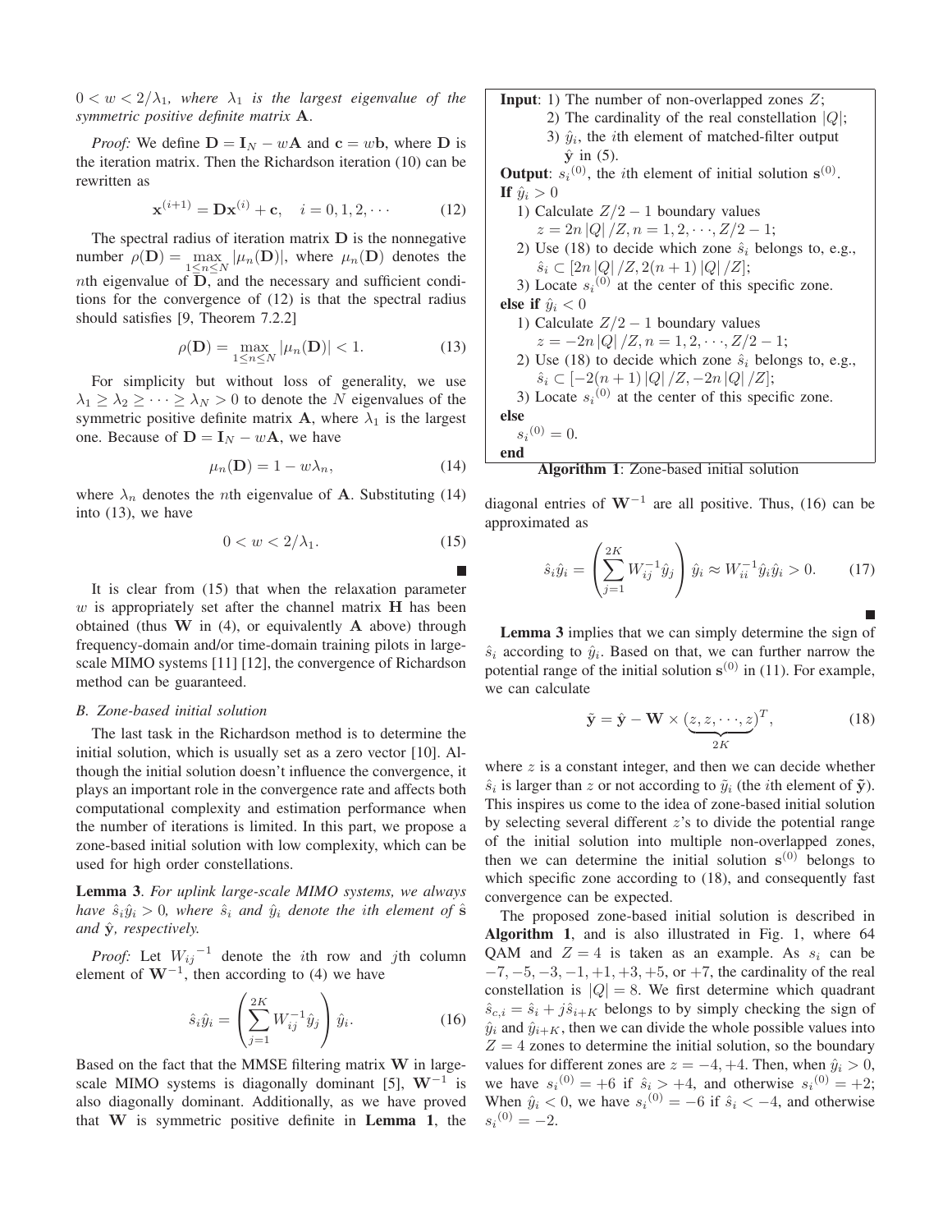$0 < w < 2/\lambda_1$, *where* $\lambda_1$ *is the largest eigenvalue of the symmetric positive definite matrix* $\mathbf{A}$.

*Proof:* We define $\mathbf{D} = \mathbf{I}_N - w\mathbf{A}$ and $\mathbf{c} = w\mathbf{b}$, where $\mathbf{D}$ is the iteration matrix. Then the Richardson iteration (10) can be rewritten as

$$\mathbf{x}^{(i+1)} = \mathbf{D}\mathbf{x}^{(i)} + \mathbf{c}, \quad i = 0, 1, 2, \cdots \tag{12}$$

The spectral radius of iteration matrix $\mathbf{D}$ is the nonnegative number $\rho(\mathbf{D}) = \max_{1 \le n \le N} |\mu_n(\mathbf{D})|$, where $\mu_n(\mathbf{D})$ denotes the $n$th eigenvalue of $\mathbf{D}$, and the necessary and sufficient conditions for the convergence of (12) is that the spectral radius should satisfies [9, Theorem 7.2.2]

$$\rho(\mathbf{D}) = \max_{1 \le n \le N} |\mu_n(\mathbf{D})| < 1. \tag{13}$$

For simplicity but without loss of generality, we use $\lambda_1 \ge \lambda_2 \ge \cdots \ge \lambda_N > 0$ to denote the $N$ eigenvalues of the symmetric positive definite matrix $\mathbf{A}$, where $\lambda_1$ is the largest one. Because of $\mathbf{D} = \mathbf{I}_N - w\mathbf{A}$, we have

$$\mu_n(\mathbf{D}) = 1 - w\lambda_n, \tag{14}$$

where $\lambda_n$ denotes the $n$th eigenvalue of $\mathbf{A}$. Substituting (14) into (13), we have

$$0 < w < 2/\lambda_1. \tag{15}$$

■

It is clear from (15) that when the relaxation parameter $w$ is appropriately set after the channel matrix $\mathbf{H}$ has been obtained (thus $\mathbf{W}$ in (4), or equivalently $\mathbf{A}$ above) through frequency-domain and/or time-domain training pilots in large-scale MIMO systems [11] [12], the convergence of Richardson method can be guaranteed.

### B. Zone-based initial solution

The last task in the Richardson method is to determine the initial solution, which is usually set as a zero vector [10]. Although the initial solution doesn't influence the convergence, it plays an important role in the convergence rate and affects both computational complexity and estimation performance when the number of iterations is limited. In this part, we propose a zone-based initial solution with low complexity, which can be used for high order constellations.

**Lemma 3**. *For uplink large-scale MIMO systems, we always have* $\hat{s}_i\hat{y}_i > 0$, *where* $\hat{s}_i$ *and* $\hat{y}_i$ *denote the ith element of* $\hat{\mathbf{s}}$ *and* $\hat{\mathbf{y}}$, *respectively.*

*Proof:* Let ${W_{ij}}^{-1}$ denote the $i$th row and $j$th column element of $\mathbf{W}^{-1}$, then according to (4) we have

$$\hat{s}_i\hat{y}_i = \left(\sum_{j=1}^{2K} W_{ij}^{-1}\hat{y}_j\right)\hat{y}_i. \tag{16}$$

Based on the fact that the MMSE filtering matrix $\mathbf{W}$ in large-scale MIMO systems is diagonally dominant [5], $\mathbf{W}^{-1}$ is also diagonally dominant. Additionally, as we have proved that $\mathbf{W}$ is symmetric positive definite in **Lemma 1**, the diagonal entries of $\mathbf{W}^{-1}$ are all positive. Thus, (16) can be approximated as

$$\hat{s}_i\hat{y}_i = \left(\sum_{j=1}^{2K} W_{ij}^{-1}\hat{y}_j\right)\hat{y}_i \approx W_{ii}^{-1}\hat{y}_i\hat{y}_i > 0. \tag{17}$$

■

```
Input: 1) The number of non-overlapped zones Z;
       2) The cardinality of the real constellation |Q|;
       3) ŷ_i, the ith element of matched-filter output ŷ in (5).
Output: s_i^(0), the ith element of initial solution s^(0).
If ŷ_i > 0
   1) Calculate Z/2 − 1 boundary values
      z = 2n|Q|/Z, n = 1, 2, ···, Z/2 − 1;
   2) Use (18) to decide which zone ŝ_i belongs to, e.g.,
      ŝ_i ⊂ [2n|Q|/Z, 2(n+1)|Q|/Z];
   3) Locate s_i^(0) at the center of this specific zone.
else if ŷ_i < 0
   1) Calculate Z/2 − 1 boundary values
      z = −2n|Q|/Z, n = 1, 2, ···, Z/2 − 1;
   2) Use (18) to decide which zone ŝ_i belongs to, e.g.,
      ŝ_i ⊂ [−2(n+1)|Q|/Z, −2n|Q|/Z];
   3) Locate s_i^(0) at the center of this specific zone.
else
   s_i^(0) = 0.
end
```

**Algorithm 1**: Zone-based initial solution

**Lemma 3** implies that we can simply determine the sign of $\hat{s}_i$ according to $\hat{y}_i$. Based on that, we can further narrow the potential range of the initial solution $\mathbf{s}^{(0)}$ in (11). For example, we can calculate

$$\tilde{\mathbf{y}} = \hat{\mathbf{y}} - \mathbf{W} \times (\underbrace{z, z, \cdots, z}_{2K})^T, \tag{18}$$

where $z$ is a constant integer, and then we can decide whether $\hat{s}_i$ is larger than $z$ or not according to $\tilde{y}_i$ (the $i$th element of $\tilde{\mathbf{y}}$). This inspires us come to the idea of zone-based initial solution by selecting several different $z$'s to divide the potential range of the initial solution into multiple non-overlapped zones, then we can determine the initial solution $\mathbf{s}^{(0)}$ belongs to which specific zone according to (18), and consequently fast convergence can be expected.

The proposed zone-based initial solution is described in **Algorithm 1**, and is also illustrated in Fig. 1, where 64 QAM and $Z = 4$ is taken as an example. As $s_i$ can be $-7, -5, -3, -1, +1, +3, +5$, or $+7$, the cardinality of the real constellation is $|Q| = 8$. We first determine which quadrant $\hat{s}_{c,i} = \hat{s}_i + j\hat{s}_{i+K}$ belongs to by simply checking the sign of $\hat{y}_i$ and $\hat{y}_{i+K}$, then we can divide the whole possible values into $Z = 4$ zones to determine the initial solution, so the boundary values for different zones are $z = -4, +4$. Then, when $\hat{y}_i > 0$, we have ${s_i}^{(0)} = +6$ if $\hat{s}_i > +4$, and otherwise ${s_i}^{(0)} = +2$; When $\hat{y}_i < 0$, we have ${s_i}^{(0)} = -6$ if $\hat{s}_i < -4$, and otherwise ${s_i}^{(0)} = -2$.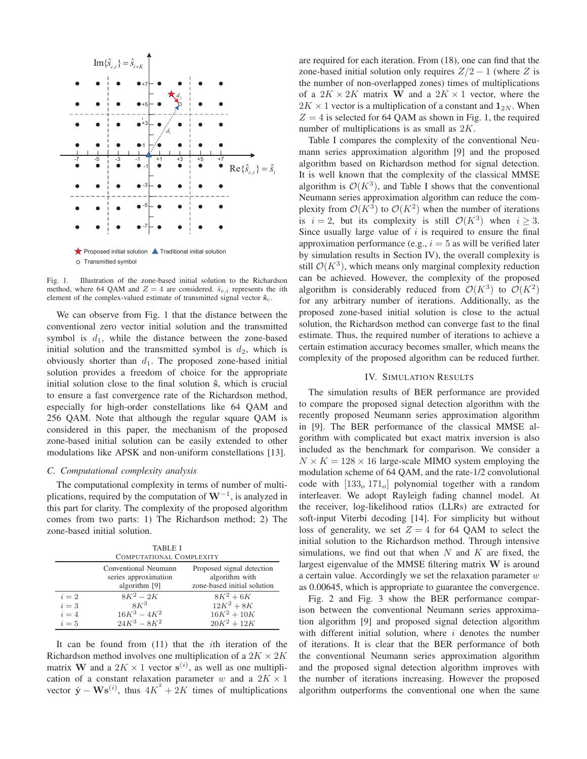Fig. 1. Illustration of the zone-based initial solution to the Richardson method, where 64 QAM and $Z = 4$ are considered. $\hat{s}_{c,i}$ represents the $i$th element of the complex-valued estimate of transmitted signal vector $\hat{\mathbf{s}}_c$.

We can observe from Fig. 1 that the distance between the conventional zero vector initial solution and the transmitted symbol is $d_1$, while the distance between the zone-based initial solution and the transmitted symbol is $d_2$, which is obviously shorter than $d_1$. The proposed zone-based initial solution provides a freedom of choice for the appropriate initial solution close to the final solution $\hat{\mathbf{s}}$, which is crucial to ensure a fast convergence rate of the Richardson method, especially for high-order constellations like 64 QAM and 256 QAM. Note that although the regular square QAM is considered in this paper, the mechanism of the proposed zone-based initial solution can be easily extended to other modulations like APSK and non-uniform constellations [13].

### C. Computational complexity analysis

The computational complexity in terms of number of multiplications, required by the computation of $\mathbf{W}^{-1}$, is analyzed in this part for clarity. The complexity of the proposed algorithm comes from two parts: 1) The Richardson method; 2) The zone-based initial solution.

TABLE I
COMPUTATIONAL COMPLEXITY

| | Conventional Neumann series approximation algorithm [9] | Proposed signal detection algorithm with zone-based initial solution |
|---|---|---|
| $i = 2$ | $8K^2 - 2K$ | $8K^2 + 6K$ |
| $i = 3$ | $8K^3$ | $12K^2 + 8K$ |
| $i = 4$ | $16K^3 - 4K^2$ | $16K^2 + 10K$ |
| $i = 5$ | $24K^3 - 8K^2$ | $20K^2 + 12K$ |

It can be found from (11) that the $i$th iteration of the Richardson method involves one multiplication of a $2K \times 2K$ matrix $\mathbf{W}$ and a $2K \times 1$ vector $\mathbf{s}^{(i)}$, as well as one multiplication of a constant relaxation parameter $w$ and a $2K \times 1$ vector $\hat{\mathbf{y}} - \mathbf{W}\mathbf{s}^{(i)}$, thus $4K^2 + 2K$ times of multiplications are required for each iteration. From (18), one can find that the zone-based initial solution only requires $Z/2 - 1$ (where $Z$ is the number of non-overlapped zones) times of multiplications of a $2K \times 2K$ matrix $\mathbf{W}$ and a $2K \times 1$ vector, where the $2K \times 1$ vector is a multiplication of a constant and $\mathbf{1}_{2N}$. When $Z = 4$ is selected for 64 QAM as shown in Fig. 1, the required number of multiplications is as small as $2K$.

Table I compares the complexity of the conventional Neumann series approximation algorithm [9] and the proposed algorithm based on Richardson method for signal detection. It is well known that the complexity of the classical MMSE algorithm is $\mathcal{O}(K^3)$, and Table I shows that the conventional Neumann series approximation algorithm can reduce the complexity from $\mathcal{O}(K^3)$ to $\mathcal{O}(K^2)$ when the number of iterations is $i = 2$, but its complexity is still $\mathcal{O}(K^3)$ when $i \geq 3$. Since usually large value of $i$ is required to ensure the final approximation performance (e.g., $i = 5$ as will be verified later by simulation results in Section IV), the overall complexity is still $\mathcal{O}(K^3)$, which means only marginal complexity reduction can be achieved. However, the complexity of the proposed algorithm is considerably reduced from $\mathcal{O}(K^3)$ to $\mathcal{O}(K^2)$ for any arbitrary number of iterations. Additionally, as the proposed zone-based initial solution is close to the actual solution, the Richardson method can converge fast to the final estimate. Thus, the required number of iterations to achieve a certain estimation accuracy becomes smaller, which means the complexity of the proposed algorithm can be reduced further.

## IV. SIMULATION RESULTS

The simulation results of BER performance are provided to compare the proposed signal detection algorithm with the recently proposed Neumann series approximation algorithm in [9]. The BER performance of the classical MMSE algorithm with complicated but exact matrix inversion is also included as the benchmark for comparison. We consider a $N \times K = 128 \times 16$ large-scale MIMO system employing the modulation scheme of 64 QAM, and the rate-1/2 convolutional code with $[133_o\ 171_o]$ polynomial together with a random interleaver. We adopt Rayleigh fading channel model. At the receiver, log-likelihood ratios (LLRs) are extracted for soft-input Viterbi decoding [14]. For simplicity but without loss of generality, we set $Z = 4$ for 64 QAM to select the initial solution to the Richardson method. Through intensive simulations, we find out that when $N$ and $K$ are fixed, the largest eigenvalue of the MMSE filtering matrix $\mathbf{W}$ is around a certain value. Accordingly we set the relaxation parameter $w$ as 0.00645, which is appropriate to guarantee the convergence.

Fig. 2 and Fig. 3 show the BER performance comparison between the conventional Neumann series approximation algorithm [9] and proposed signal detection algorithm with different initial solution, where $i$ denotes the number of iterations. It is clear that the BER performance of both the conventional Neumann series approximation algorithm and the proposed signal detection algorithm improves with the number of iterations increasing. However the proposed algorithm outperforms the conventional one when the same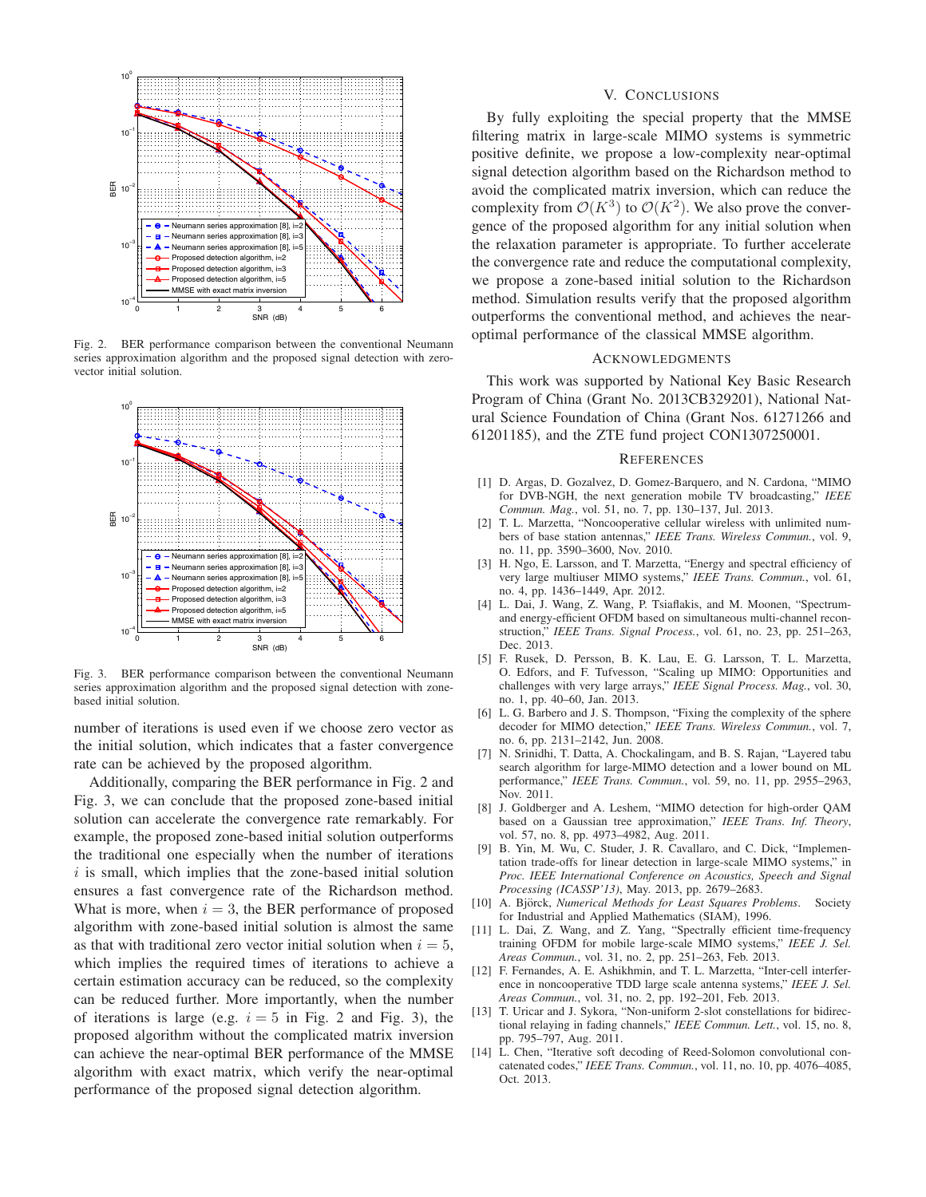10^0
10^-1
10^-2
10^-3
10^-4
BER
0 1 2 3 4 5 6
SNR (dB)
Neumann series approximation [8], i=2
Neumann series approximation [8], i=3
Neumann series approximation [8], i=5
Proposed detection algorithm, i=2
Proposed detection algorithm, i=3
Proposed detection algorithm, i=5
MMSE with exact matrix inversion

Fig. 2. BER performance comparison between the conventional Neumann series approximation algorithm and the proposed signal detection with zero-vector initial solution.

10^0
10^-1
10^-2
10^-3
10^-4
BER
0 1 2 3 4 5 6
SNR (dB)
Neumann series approximation [8], i=2
Neumann series approximation [8], i=3
Neumann series approximation [8], i=5
Proposed detection algorithm, i=2
Proposed detection algorithm, i=3
Proposed detection algorithm, i=5
MMSE with exact matrix inversion

Fig. 3. BER performance comparison between the conventional Neumann series approximation algorithm and the proposed signal detection with zone-based initial solution.

number of iterations is used even if we choose zero vector as the initial solution, which indicates that a faster convergence rate can be achieved by the proposed algorithm.

Additionally, comparing the BER performance in Fig. 2 and Fig. 3, we can conclude that the proposed zone-based initial solution can accelerate the convergence rate remarkably. For example, the proposed zone-based initial solution outperforms the traditional one especially when the number of iterations $i$ is small, which implies that the zone-based initial solution ensures a fast convergence rate of the Richardson method. What is more, when $i = 3$, the BER performance of proposed algorithm with zone-based initial solution is almost the same as that with traditional zero vector initial solution when $i = 5$, which implies the required times of iterations to achieve a certain estimation accuracy can be reduced, so the complexity can be reduced further. More importantly, when the number of iterations is large (e.g. $i = 5$ in Fig. 2 and Fig. 3), the proposed algorithm without the complicated matrix inversion can achieve the near-optimal BER performance of the MMSE algorithm with exact matrix, which verify the near-optimal performance of the proposed signal detection algorithm.

## V. Conclusions

By fully exploiting the special property that the MMSE filtering matrix in large-scale MIMO systems is symmetric positive definite, we propose a low-complexity near-optimal signal detection algorithm based on the Richardson method to avoid the complicated matrix inversion, which can reduce the complexity from $\mathcal{O}(K^3)$ to $\mathcal{O}(K^2)$. We also prove the convergence of the proposed algorithm for any initial solution when the relaxation parameter is appropriate. To further accelerate the convergence rate and reduce the computational complexity, we propose a zone-based initial solution to the Richardson method. Simulation results verify that the proposed algorithm outperforms the conventional method, and achieves the near-optimal performance of the classical MMSE algorithm.

## Acknowledgments

This work was supported by National Key Basic Research Program of China (Grant No. 2013CB329201), National Natural Science Foundation of China (Grant Nos. 61271266 and 61201185), and the ZTE fund project CON1307250001.

## References

[1] D. Argas, D. Gozalvez, D. Gomez-Barquero, and N. Cardona, "MIMO for DVB-NGH, the next generation mobile TV broadcasting," *IEEE Commun. Mag.*, vol. 51, no. 7, pp. 130–137, Jul. 2013.

[2] T. L. Marzetta, "Noncooperative cellular wireless with unlimited numbers of base station antennas," *IEEE Trans. Wireless Commun.*, vol. 9, no. 11, pp. 3590–3600, Nov. 2010.

[3] H. Ngo, E. Larsson, and T. Marzetta, "Energy and spectral efficiency of very large multiuser MIMO systems," *IEEE Trans. Commun.*, vol. 61, no. 4, pp. 1436–1449, Apr. 2012.

[4] L. Dai, J. Wang, Z. Wang, P. Tsiaflakis, and M. Moonen, "Spectrum- and energy-efficient OFDM based on simultaneous multi-channel reconstruction," *IEEE Trans. Signal Process.*, vol. 61, no. 23, pp. 251–263, Dec. 2013.

[5] F. Rusek, D. Persson, B. K. Lau, E. G. Larsson, T. L. Marzetta, O. Edfors, and F. Tufvesson, "Scaling up MIMO: Opportunities and challenges with very large arrays," *IEEE Signal Process. Mag.*, vol. 30, no. 1, pp. 40–60, Jan. 2013.

[6] L. G. Barbero and J. S. Thompson, "Fixing the complexity of the sphere decoder for MIMO detection," *IEEE Trans. Wireless Commun.*, vol. 7, no. 6, pp. 2131–2142, Jun. 2008.

[7] N. Srinidhi, T. Datta, A. Chockalingam, and B. S. Rajan, "Layered tabu search algorithm for large-MIMO detection and a lower bound on ML performance," *IEEE Trans. Commun.*, vol. 59, no. 11, pp. 2955–2963, Nov. 2011.

[8] J. Goldberger and A. Leshem, "MIMO detection for high-order QAM based on a Gaussian tree approximation," *IEEE Trans. Inf. Theory*, vol. 57, no. 8, pp. 4973–4982, Aug. 2011.

[9] B. Yin, M. Wu, C. Studer, J. R. Cavallaro, and C. Dick, "Implementation trade-offs for linear detection in large-scale MIMO systems," in *Proc. IEEE International Conference on Acoustics, Speech and Signal Processing (ICASSP'13)*, May. 2013, pp. 2679–2683.

[10] A. Björck, *Numerical Methods for Least Squares Problems*. Society for Industrial and Applied Mathematics (SIAM), 1996.

[11] L. Dai, Z. Wang, and Z. Yang, "Spectrally efficient time-frequency training OFDM for mobile large-scale MIMO systems," *IEEE J. Sel. Areas Commun.*, vol. 31, no. 2, pp. 251–263, Feb. 2013.

[12] F. Fernandes, A. E. Ashikhmin, and T. L. Marzetta, "Inter-cell interference in noncooperative TDD large scale antenna systems," *IEEE J. Sel. Areas Commun.*, vol. 31, no. 2, pp. 192–201, Feb. 2013.

[13] T. Uricar and J. Sykora, "Non-uniform 2-slot constellations for bidirectional relaying in fading channels," *IEEE Commun. Lett.*, vol. 15, no. 8, pp. 795–797, Aug. 2011.

[14] L. Chen, "Iterative soft decoding of Reed-Solomon convolutional concatenated codes," *IEEE Trans. Commun.*, vol. 11, no. 10, pp. 4076–4085, Oct. 2013.